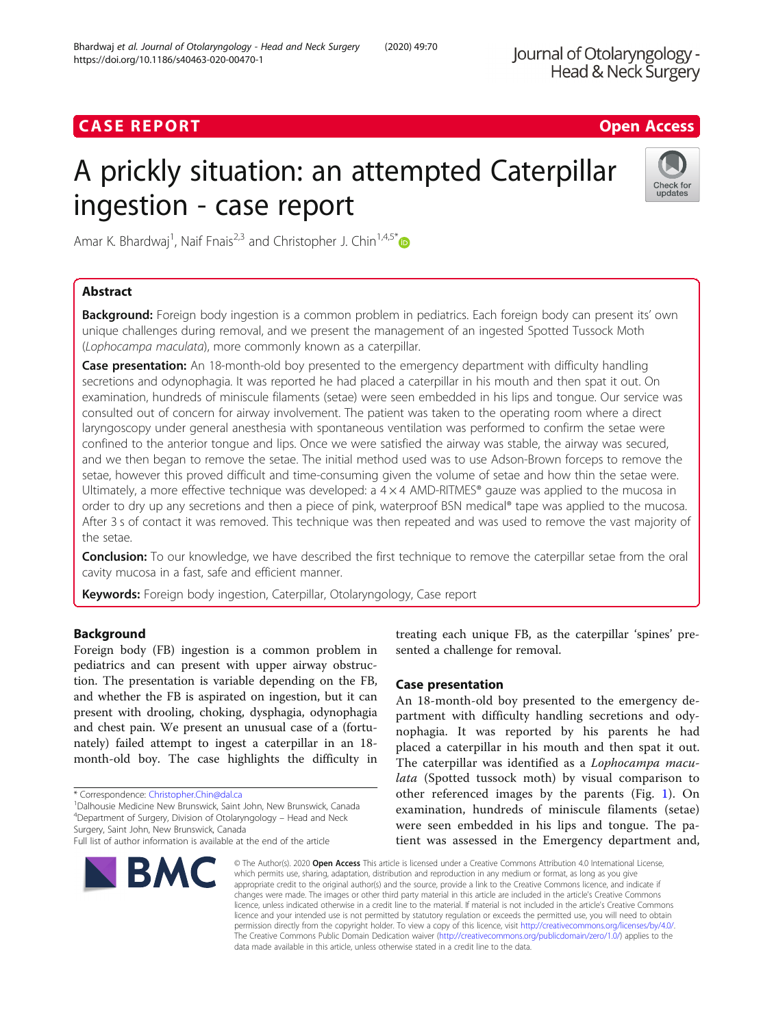CASE REPORT Open Access

# A prickly situation: an attempted Caterpillar ingestion - case report

Amar K. Bhardwaj[1], Naif Fnais[2,3] and Christopher J. Chin[1,4,5*]

## Abstract

**Background:** Foreign body ingestion is a common problem in pediatrics. Each foreign body can present its' own unique challenges during removal, and we present the management of an ingested Spotted Tussock Moth (*Lophocampa maculata*), more commonly known as a caterpillar.

**Case presentation:** An 18-month-old boy presented to the emergency department with difficulty handling secretions and odynophagia. It was reported he had placed a caterpillar in his mouth and then spat it out. On examination, hundreds of miniscule filaments (setae) were seen embedded in his lips and tongue. Our service was consulted out of concern for airway involvement. The patient was taken to the operating room where a direct laryngoscopy under general anesthesia with spontaneous ventilation was performed to confirm the setae were confined to the anterior tongue and lips. Once we were satisfied the airway was stable, the airway was secured, and we then began to remove the setae. The initial method used was to use Adson-Brown forceps to remove the setae, however this proved difficult and time-consuming given the volume of setae and how thin the setae were. Ultimately, a more effective technique was developed: a 4 × 4 AMD-RITMES® gauze was applied to the mucosa in order to dry up any secretions and then a piece of pink, waterproof BSN medical® tape was applied to the mucosa. After 3 s of contact it was removed. This technique was then repeated and was used to remove the vast majority of the setae.

**Conclusion:** To our knowledge, we have described the first technique to remove the caterpillar setae from the oral cavity mucosa in a fast, safe and efficient manner.

**Keywords:** Foreign body ingestion, Caterpillar, Otolaryngology, Case report

## Background

Foreign body (FB) ingestion is a common problem in pediatrics and can present with upper airway obstruction. The presentation is variable depending on the FB, and whether the FB is aspirated on ingestion, but it can present with drooling, choking, dysphagia, odynophagia and chest pain. We present an unusual case of a (fortunately) failed attempt to ingest a caterpillar in an 18-month-old boy. The case highlights the difficulty in treating each unique FB, as the caterpillar 'spines' presented a challenge for removal.

## Case presentation

An 18-month-old boy presented to the emergency department with difficulty handling secretions and odynophagia. It was reported by his parents he had placed a caterpillar in his mouth and then spat it out. The caterpillar was identified as a *Lophocampa maculata* (Spotted tussock moth) by visual comparison to other referenced images by the parents (Fig. 1). On examination, hundreds of miniscule filaments (setae) were seen embedded in his lips and tongue. The patient was assessed in the Emergency department and,

\* Correspondence: Christopher.Chin@dal.ca
[1]Dalhousie Medicine New Brunswick, Saint John, New Brunswick, Canada
[4]Department of Surgery, Division of Otolaryngology – Head and Neck Surgery, Saint John, New Brunswick, Canada
Full list of author information is available at the end of the article

© The Author(s). 2020 **Open Access** This article is licensed under a Creative Commons Attribution 4.0 International License, which permits use, sharing, adaptation, distribution and reproduction in any medium or format, as long as you give appropriate credit to the original author(s) and the source, provide a link to the Creative Commons licence, and indicate if changes were made. The images or other third party material in this article are included in the article's Creative Commons licence, unless indicated otherwise in a credit line to the material. If material is not included in the article's Creative Commons licence and your intended use is not permitted by statutory regulation or exceeds the permitted use, you will need to obtain permission directly from the copyright holder. To view a copy of this licence, visit http://creativecommons.org/licenses/by/4.0/. The Creative Commons Public Domain Dedication waiver (http://creativecommons.org/publicdomain/zero/1.0/) applies to the data made available in this article, unless otherwise stated in a credit line to the data.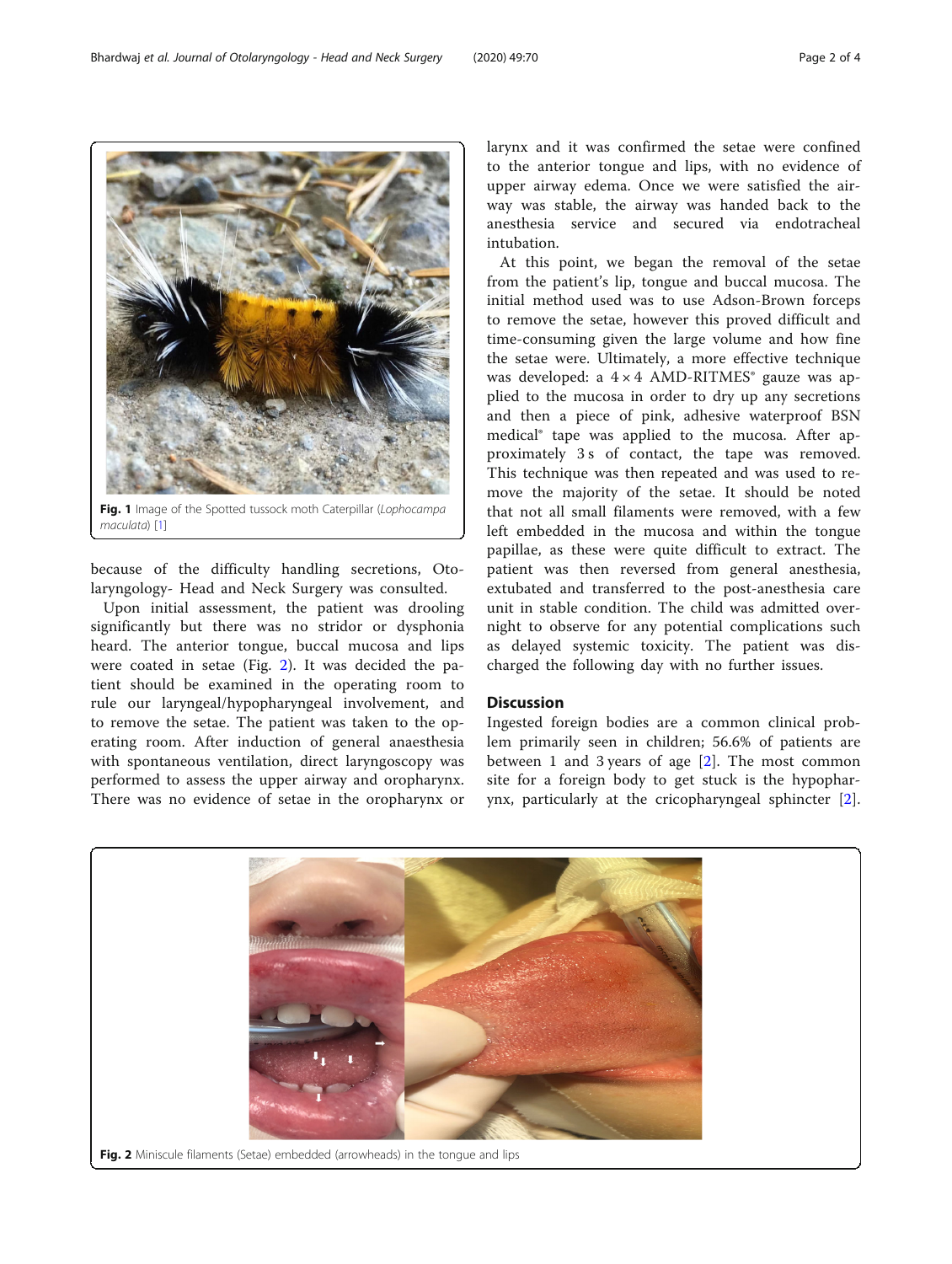Fig. 1 Image of the Spotted tussock moth Caterpillar (*Lophocampa maculata*) [1]

because of the difficulty handling secretions, Otolaryngology- Head and Neck Surgery was consulted.

Upon initial assessment, the patient was drooling significantly but there was no stridor or dysphonia heard. The anterior tongue, buccal mucosa and lips were coated in setae (Fig. 2). It was decided the patient should be examined in the operating room to rule our laryngeal/hypopharyngeal involvement, and to remove the setae. The patient was taken to the operating room. After induction of general anaesthesia with spontaneous ventilation, direct laryngoscopy was performed to assess the upper airway and oropharynx. There was no evidence of setae in the oropharynx or larynx and it was confirmed the setae were confined to the anterior tongue and lips, with no evidence of upper airway edema. Once we were satisfied the airway was stable, the airway was handed back to the anesthesia service and secured via endotracheal intubation.

At this point, we began the removal of the setae from the patient's lip, tongue and buccal mucosa. The initial method used was to use Adson-Brown forceps to remove the setae, however this proved difficult and time-consuming given the large volume and how fine the setae were. Ultimately, a more effective technique was developed: a 4 × 4 AMD-RITMES® gauze was applied to the mucosa in order to dry up any secretions and then a piece of pink, adhesive waterproof BSN medical® tape was applied to the mucosa. After approximately 3 s of contact, the tape was removed. This technique was then repeated and was used to remove the majority of the setae. It should be noted that not all small filaments were removed, with a few left embedded in the mucosa and within the tongue papillae, as these were quite difficult to extract. The patient was then reversed from general anesthesia, extubated and transferred to the post-anesthesia care unit in stable condition. The child was admitted overnight to observe for any potential complications such as delayed systemic toxicity. The patient was discharged the following day with no further issues.

## Discussion

Ingested foreign bodies are a common clinical problem primarily seen in children; 56.6% of patients are between 1 and 3 years of age [2]. The most common site for a foreign body to get stuck is the hypopharynx, particularly at the cricopharyngeal sphincter [2].

Fig. 2 Miniscule filaments (Setae) embedded (arrowheads) in the tongue and lips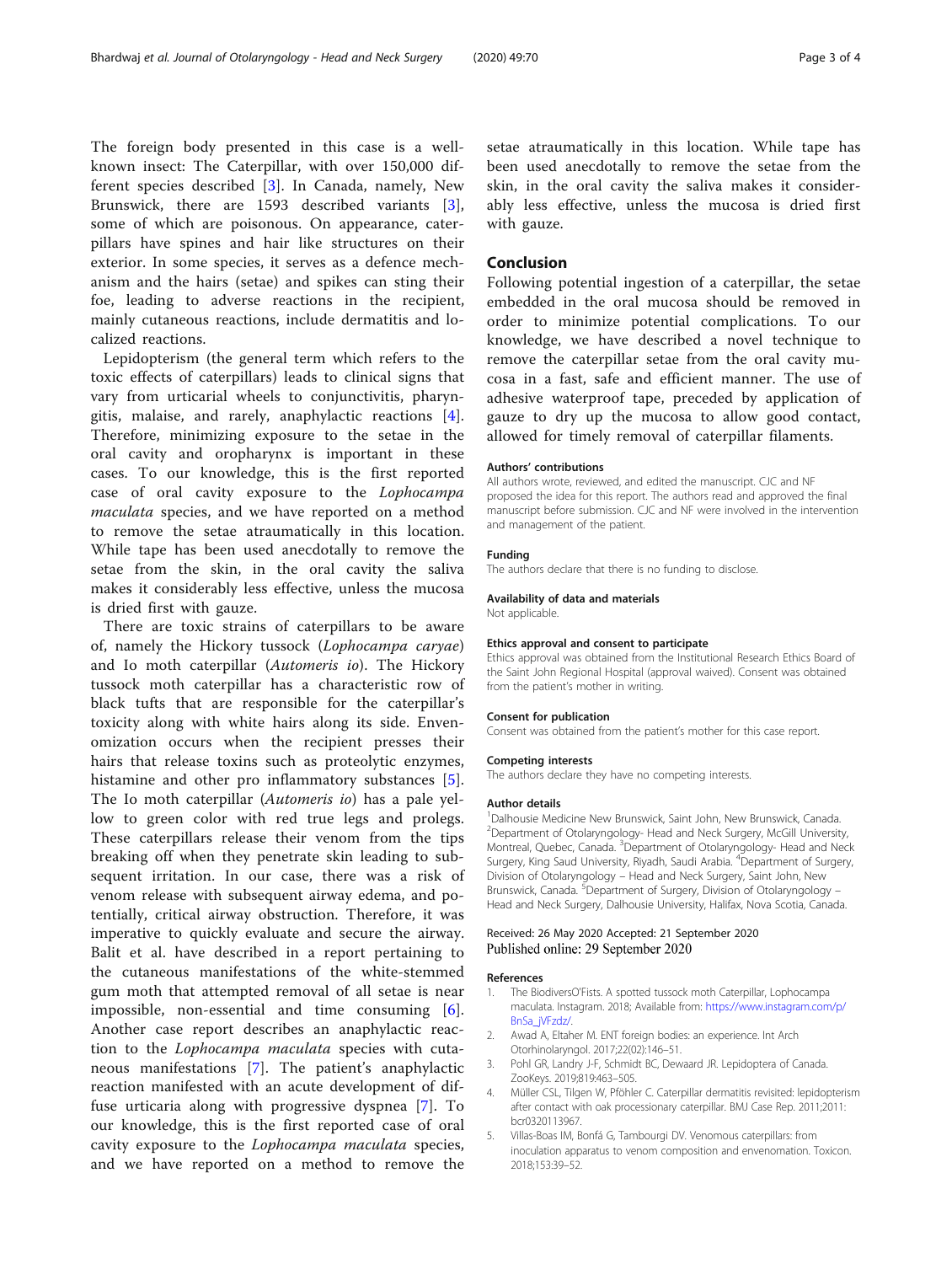The foreign body presented in this case is a well-known insect: The Caterpillar, with over 150,000 different species described [3]. In Canada, namely, New Brunswick, there are 1593 described variants [3], some of which are poisonous. On appearance, caterpillars have spines and hair like structures on their exterior. In some species, it serves as a defence mechanism and the hairs (setae) and spikes can sting their foe, leading to adverse reactions in the recipient, mainly cutaneous reactions, include dermatitis and localized reactions.

Lepidopterism (the general term which refers to the toxic effects of caterpillars) leads to clinical signs that vary from urticarial wheels to conjunctivitis, pharyngitis, malaise, and rarely, anaphylactic reactions [4]. Therefore, minimizing exposure to the setae in the oral cavity and oropharynx is important in these cases. To our knowledge, this is the first reported case of oral cavity exposure to the *Lophocampa maculata* species, and we have reported on a method to remove the setae atraumatically in this location. While tape has been used anecdotally to remove the setae from the skin, in the oral cavity the saliva makes it considerably less effective, unless the mucosa is dried first with gauze.

There are toxic strains of caterpillars to be aware of, namely the Hickory tussock (*Lophocampa caryae*) and Io moth caterpillar (*Automeris io*). The Hickory tussock moth caterpillar has a characteristic row of black tufts that are responsible for the caterpillar's toxicity along with white hairs along its side. Envenomization occurs when the recipient presses their hairs that release toxins such as proteolytic enzymes, histamine and other pro inflammatory substances [5]. The Io moth caterpillar (*Automeris io*) has a pale yellow to green color with red true legs and prolegs. These caterpillars release their venom from the tips breaking off when they penetrate skin leading to subsequent irritation. In our case, there was a risk of venom release with subsequent airway edema, and potentially, critical airway obstruction. Therefore, it was imperative to quickly evaluate and secure the airway. Balit et al. have described in a report pertaining to the cutaneous manifestations of the white-stemmed gum moth that attempted removal of all setae is near impossible, non-essential and time consuming [6]. Another case report describes an anaphylactic reaction to the *Lophocampa maculata* species with cutaneous manifestations [7]. The patient's anaphylactic reaction manifested with an acute development of diffuse urticaria along with progressive dyspnea [7]. To our knowledge, this is the first reported case of oral cavity exposure to the *Lophocampa maculata* species, and we have reported on a method to remove the setae atraumatically in this location. While tape has been used anecdotally to remove the setae from the skin, in the oral cavity the saliva makes it considerably less effective, unless the mucosa is dried first with gauze.

## Conclusion

Following potential ingestion of a caterpillar, the setae embedded in the oral mucosa should be removed in order to minimize potential complications. To our knowledge, we have described a novel technique to remove the caterpillar setae from the oral cavity mucosa in a fast, safe and efficient manner. The use of adhesive waterproof tape, preceded by application of gauze to dry up the mucosa to allow good contact, allowed for timely removal of caterpillar filaments.

#### Authors' contributions

All authors wrote, reviewed, and edited the manuscript. CJC and NF proposed the idea for this report. The authors read and approved the final manuscript before submission. CJC and NF were involved in the intervention and management of the patient.

#### Funding

The authors declare that there is no funding to disclose.

#### Availability of data and materials

Not applicable.

#### Ethics approval and consent to participate

Ethics approval was obtained from the Institutional Research Ethics Board of the Saint John Regional Hospital (approval waived). Consent was obtained from the patient's mother in writing.

#### Consent for publication

Consent was obtained from the patient's mother for this case report.

#### Competing interests

The authors declare they have no competing interests.

#### Author details

[1]Dalhousie Medicine New Brunswick, Saint John, New Brunswick, Canada. [2]Department of Otolaryngology- Head and Neck Surgery, McGill University, Montreal, Quebec, Canada. [3]Department of Otolaryngology- Head and Neck Surgery, King Saud University, Riyadh, Saudi Arabia. [4]Department of Surgery, Division of Otolaryngology – Head and Neck Surgery, Saint John, New Brunswick, Canada. [5]Department of Surgery, Division of Otolaryngology – Head and Neck Surgery, Dalhousie University, Halifax, Nova Scotia, Canada.

Received: 26 May 2020 Accepted: 21 September 2020
Published online: 29 September 2020

#### References

1. The BiodiversO'Fists. A spotted tussock moth Caterpillar, Lophocampa maculata. Instagram. 2018; Available from: https://www.instagram.com/p/BnSa_jVFzdz/.
2. Awad A, Eltaher M. ENT foreign bodies: an experience. Int Arch Otorhinolaryngol. 2017;22(02):146–51.
3. Pohl GR, Landry J-F, Schmidt BC, Dewaard JR. Lepidoptera of Canada. ZooKeys. 2019;819:463–505.
4. Müller CSL, Tilgen W, Pföhler C. Caterpillar dermatitis revisited: lepidopterism after contact with oak processionary caterpillar. BMJ Case Rep. 2011;2011:bcr0320113967.
5. Villas-Boas IM, Bonfá G, Tambourgi DV. Venomous caterpillars: from inoculation apparatus to venom composition and envenomation. Toxicon. 2018;153:39–52.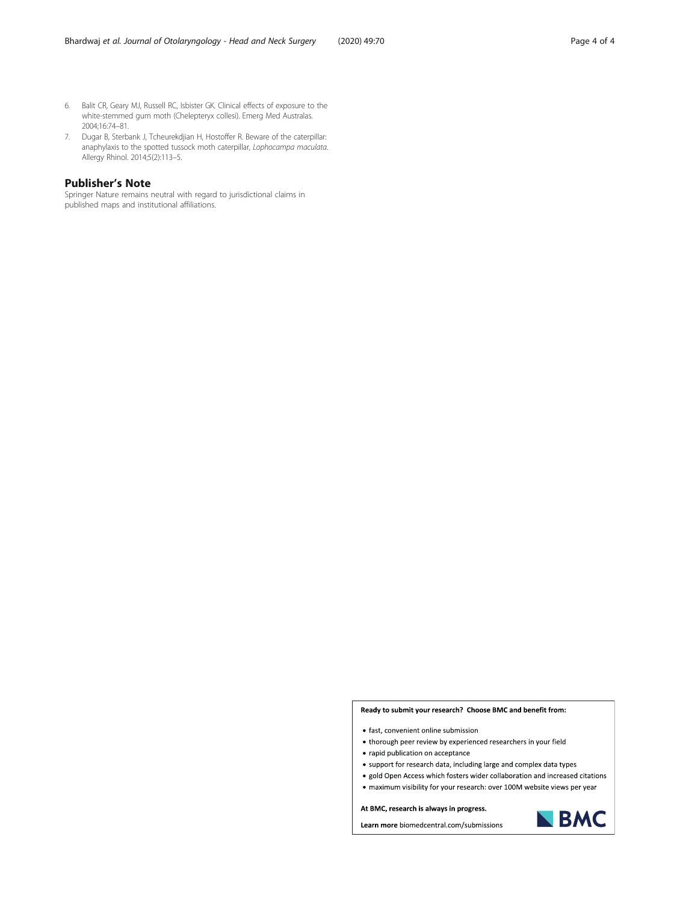6. Balit CR, Geary MJ, Russell RC, Isbister GK. Clinical effects of exposure to the white-stemmed gum moth (Chelepteryx collesi). Emerg Med Australas. 2004;16:74–81.
7. Dugar B, Sterbank J, Tcheurekdjian H, Hostoffer R. Beware of the caterpillar: anaphylaxis to the spotted tussock moth caterpillar, *Lophocampa maculata*. Allergy Rhinol. 2014;5(2):113–5.

## Publisher's Note

Springer Nature remains neutral with regard to jurisdictional claims in published maps and institutional affiliations.

**Ready to submit your research? Choose BMC and benefit from:**

- fast, convenient online submission
- thorough peer review by experienced researchers in your field
- rapid publication on acceptance
- support for research data, including large and complex data types
- gold Open Access which fosters wider collaboration and increased citations
- maximum visibility for your research: over 100M website views per year

**At BMC, research is always in progress.**

**Learn more** biomedcentral.com/submissions

BMC